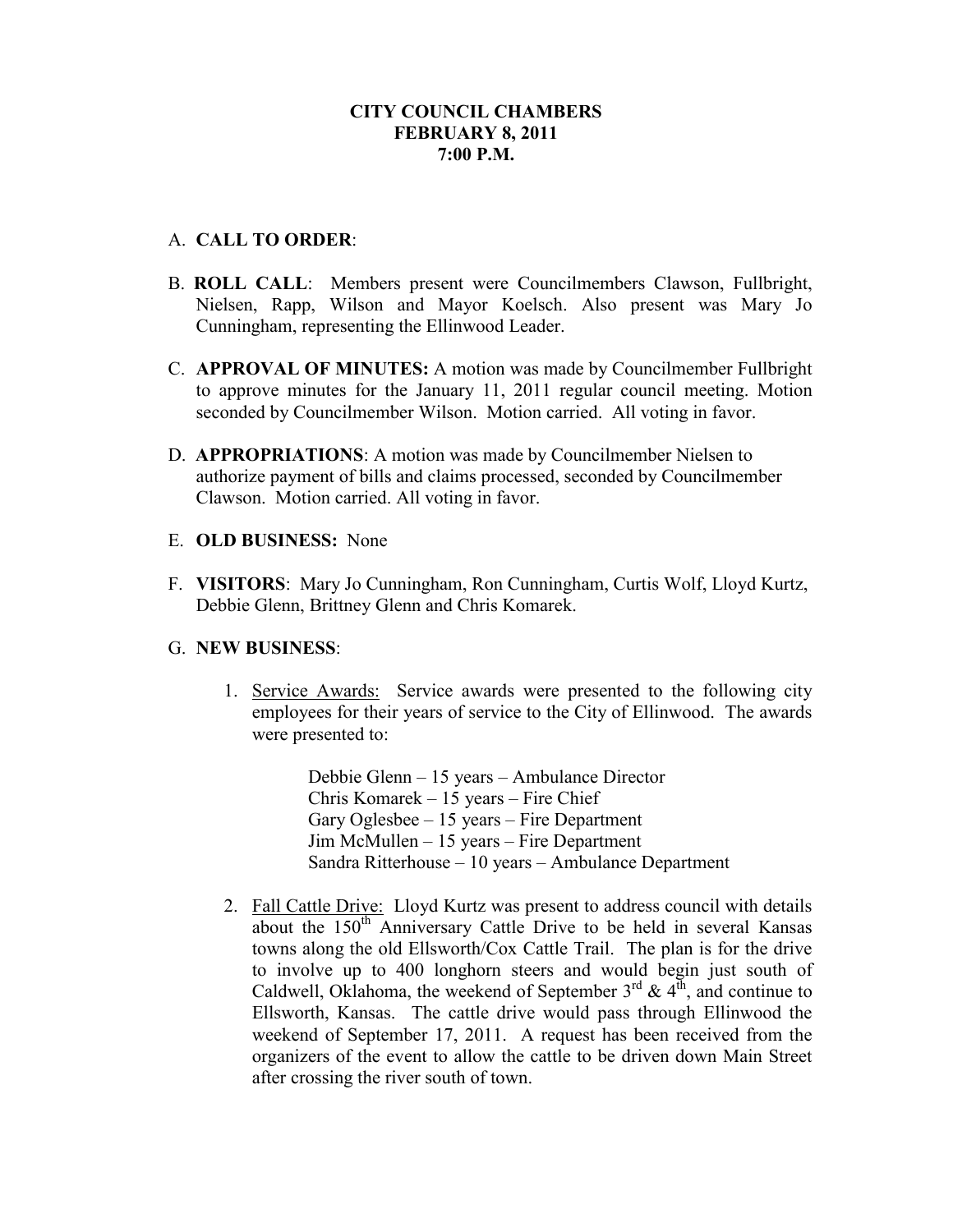**CITY COUNCIL CHAMBERS**
**FEBRUARY 8, 2011**
**7:00 P.M.**

A. **CALL TO ORDER**:

B. **ROLL CALL**: Members present were Councilmembers Clawson, Fullbright, Nielsen, Rapp, Wilson and Mayor Koelsch. Also present was Mary Jo Cunningham, representing the Ellinwood Leader.

C. **APPROVAL OF MINUTES:** A motion was made by Councilmember Fullbright to approve minutes for the January 11, 2011 regular council meeting. Motion seconded by Councilmember Wilson. Motion carried. All voting in favor.

D. **APPROPRIATIONS**: A motion was made by Councilmember Nielsen to authorize payment of bills and claims processed, seconded by Councilmember Clawson. Motion carried. All voting in favor.

E. **OLD BUSINESS:** None

F. **VISITORS**: Mary Jo Cunningham, Ron Cunningham, Curtis Wolf, Lloyd Kurtz, Debbie Glenn, Brittney Glenn and Chris Komarek.

G. **NEW BUSINESS**:

1. Service Awards: Service awards were presented to the following city employees for their years of service to the City of Ellinwood. The awards were presented to:

   Debbie Glenn – 15 years – Ambulance Director
   Chris Komarek – 15 years – Fire Chief
   Gary Oglesbee – 15 years – Fire Department
   Jim McMullen – 15 years – Fire Department
   Sandra Ritterhouse – 10 years – Ambulance Department

2. Fall Cattle Drive: Lloyd Kurtz was present to address council with details about the 150th Anniversary Cattle Drive to be held in several Kansas towns along the old Ellsworth/Cox Cattle Trail. The plan is for the drive to involve up to 400 longhorn steers and would begin just south of Caldwell, Oklahoma, the weekend of September 3rd & 4th, and continue to Ellsworth, Kansas. The cattle drive would pass through Ellinwood the weekend of September 17, 2011. A request has been received from the organizers of the event to allow the cattle to be driven down Main Street after crossing the river south of town.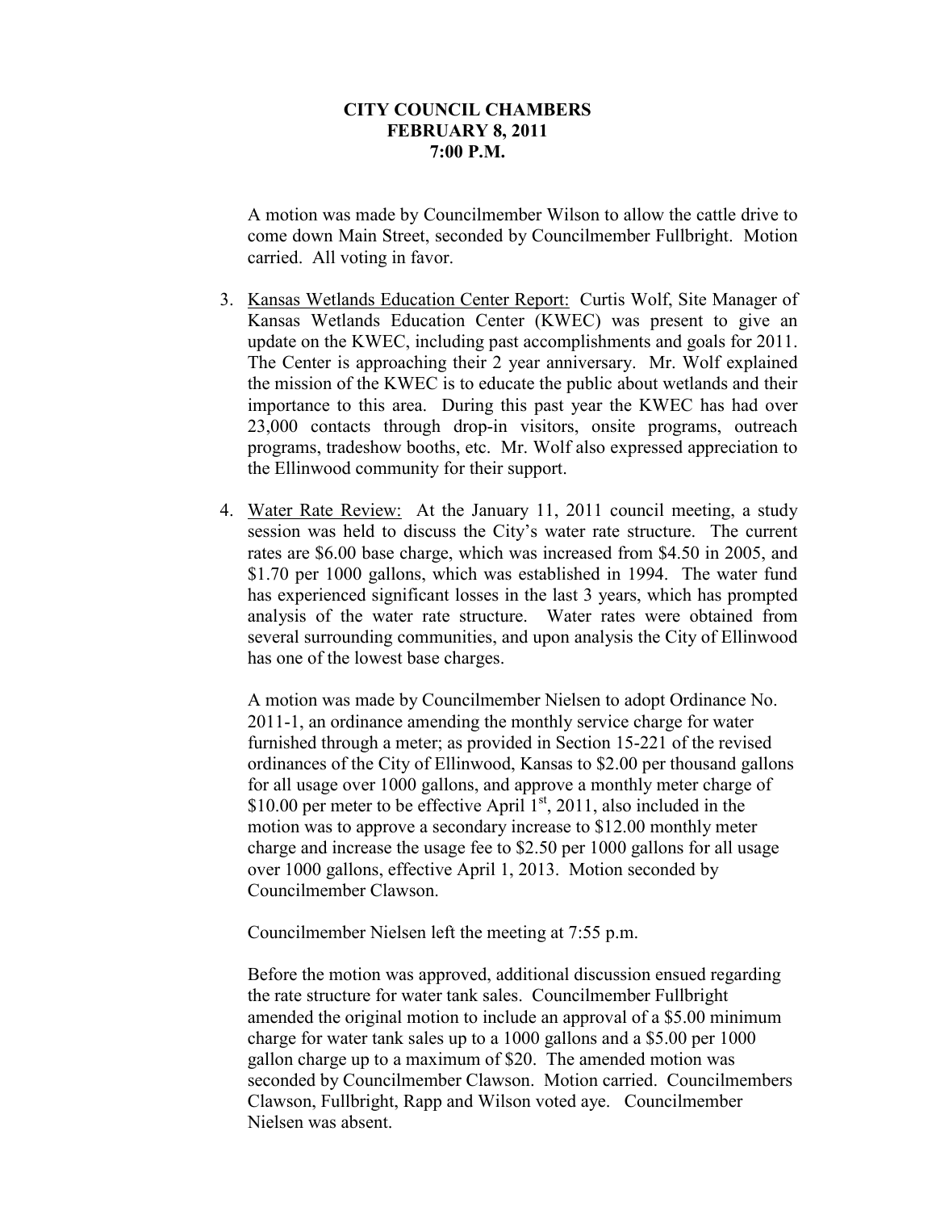**CITY COUNCIL CHAMBERS**
**FEBRUARY 8, 2011**
**7:00 P.M.**

A motion was made by Councilmember Wilson to allow the cattle drive to come down Main Street, seconded by Councilmember Fullbright. Motion carried. All voting in favor.

3. Kansas Wetlands Education Center Report: Curtis Wolf, Site Manager of Kansas Wetlands Education Center (KWEC) was present to give an update on the KWEC, including past accomplishments and goals for 2011. The Center is approaching their 2 year anniversary. Mr. Wolf explained the mission of the KWEC is to educate the public about wetlands and their importance to this area. During this past year the KWEC has had over 23,000 contacts through drop-in visitors, onsite programs, outreach programs, tradeshow booths, etc. Mr. Wolf also expressed appreciation to the Ellinwood community for their support.

4. Water Rate Review: At the January 11, 2011 council meeting, a study session was held to discuss the City's water rate structure. The current rates are $6.00 base charge, which was increased from $4.50 in 2005, and $1.70 per 1000 gallons, which was established in 1994. The water fund has experienced significant losses in the last 3 years, which has prompted analysis of the water rate structure. Water rates were obtained from several surrounding communities, and upon analysis the City of Ellinwood has one of the lowest base charges.

   A motion was made by Councilmember Nielsen to adopt Ordinance No. 2011-1, an ordinance amending the monthly service charge for water furnished through a meter; as provided in Section 15-221 of the revised ordinances of the City of Ellinwood, Kansas to $2.00 per thousand gallons for all usage over 1000 gallons, and approve a monthly meter charge of $10.00 per meter to be effective April 1st, 2011, also included in the motion was to approve a secondary increase to $12.00 monthly meter charge and increase the usage fee to $2.50 per 1000 gallons for all usage over 1000 gallons, effective April 1, 2013. Motion seconded by Councilmember Clawson.

   Councilmember Nielsen left the meeting at 7:55 p.m.

   Before the motion was approved, additional discussion ensued regarding the rate structure for water tank sales. Councilmember Fullbright amended the original motion to include an approval of a $5.00 minimum charge for water tank sales up to a 1000 gallons and a $5.00 per 1000 gallon charge up to a maximum of $20. The amended motion was seconded by Councilmember Clawson. Motion carried. Councilmembers Clawson, Fullbright, Rapp and Wilson voted aye. Councilmember Nielsen was absent.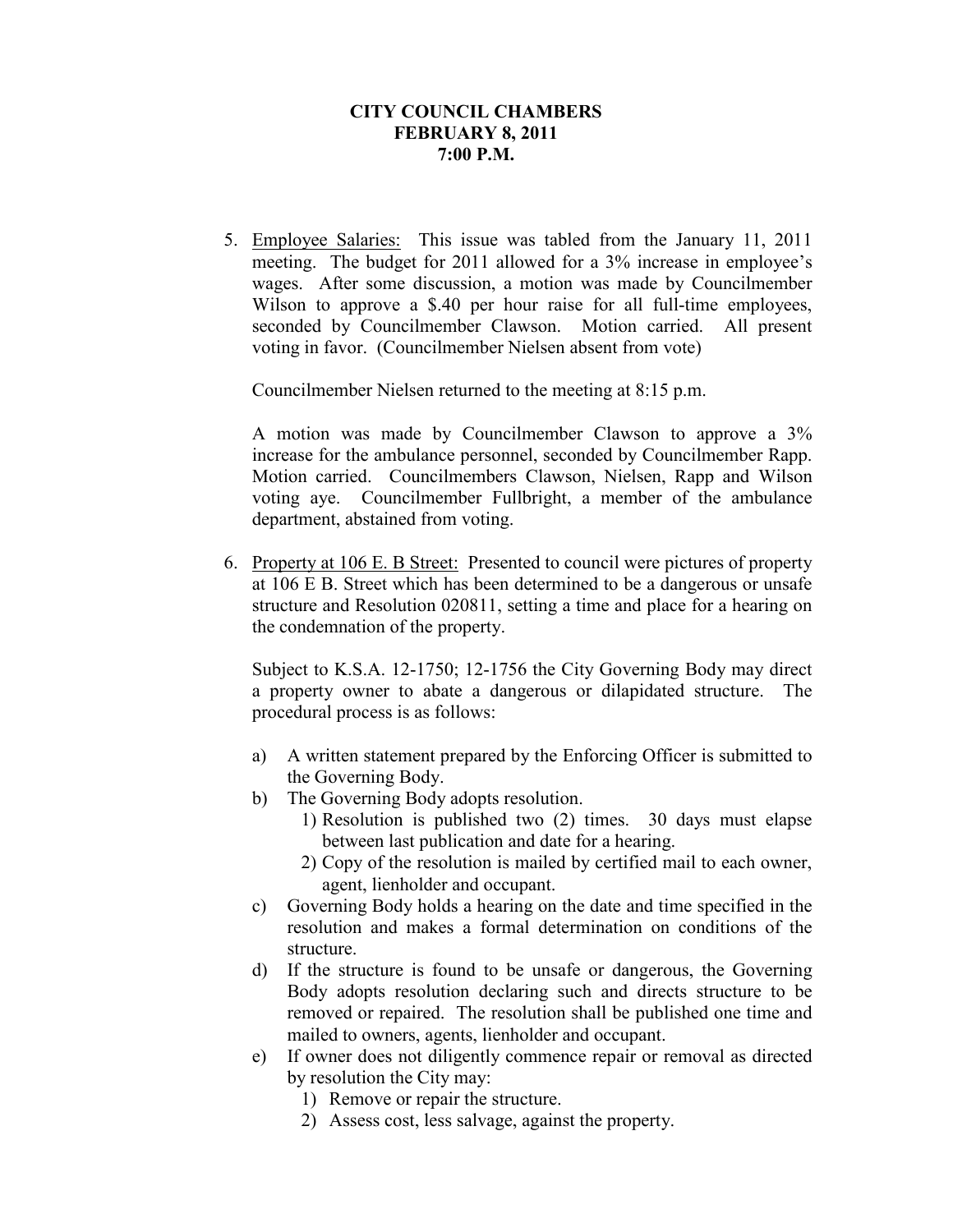**CITY COUNCIL CHAMBERS**
**FEBRUARY 8, 2011**
**7:00 P.M.**

5. Employee Salaries: This issue was tabled from the January 11, 2011 meeting. The budget for 2011 allowed for a 3% increase in employee's wages. After some discussion, a motion was made by Councilmember Wilson to approve a $.40 per hour raise for all full-time employees, seconded by Councilmember Clawson. Motion carried. All present voting in favor. (Councilmember Nielsen absent from vote)

   Councilmember Nielsen returned to the meeting at 8:15 p.m.

   A motion was made by Councilmember Clawson to approve a 3% increase for the ambulance personnel, seconded by Councilmember Rapp. Motion carried. Councilmembers Clawson, Nielsen, Rapp and Wilson voting aye. Councilmember Fullbright, a member of the ambulance department, abstained from voting.

6. Property at 106 E. B Street: Presented to council were pictures of property at 106 E B. Street which has been determined to be a dangerous or unsafe structure and Resolution 020811, setting a time and place for a hearing on the condemnation of the property.

   Subject to K.S.A. 12-1750; 12-1756 the City Governing Body may direct a property owner to abate a dangerous or dilapidated structure. The procedural process is as follows:

   a) A written statement prepared by the Enforcing Officer is submitted to the Governing Body.
   b) The Governing Body adopts resolution.
      1) Resolution is published two (2) times. 30 days must elapse between last publication and date for a hearing.
      2) Copy of the resolution is mailed by certified mail to each owner, agent, lienholder and occupant.
   c) Governing Body holds a hearing on the date and time specified in the resolution and makes a formal determination on conditions of the structure.
   d) If the structure is found to be unsafe or dangerous, the Governing Body adopts resolution declaring such and directs structure to be removed or repaired. The resolution shall be published one time and mailed to owners, agents, lienholder and occupant.
   e) If owner does not diligently commence repair or removal as directed by resolution the City may:
      1) Remove or repair the structure.
      2) Assess cost, less salvage, against the property.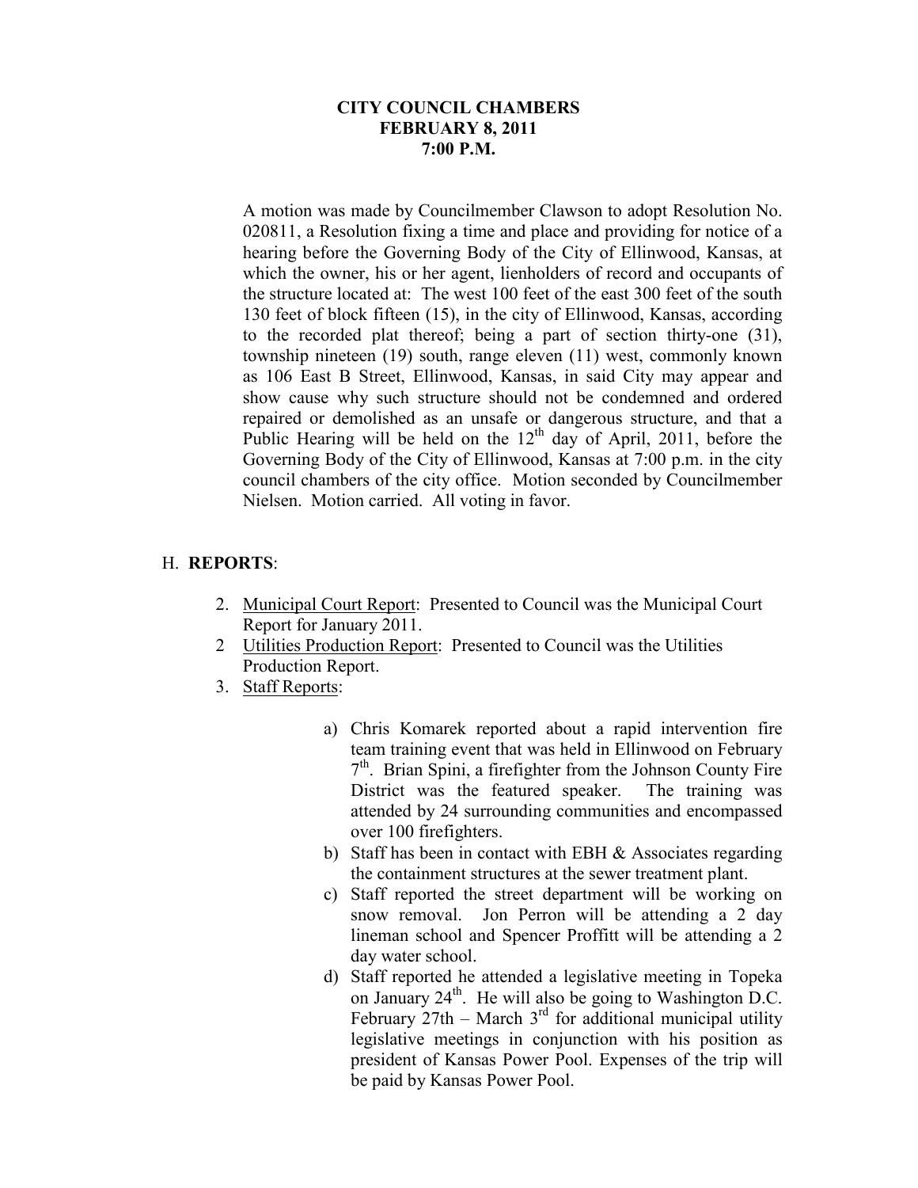**CITY COUNCIL CHAMBERS**
**FEBRUARY 8, 2011**
**7:00 P.M.**

A motion was made by Councilmember Clawson to adopt Resolution No. 020811, a Resolution fixing a time and place and providing for notice of a hearing before the Governing Body of the City of Ellinwood, Kansas, at which the owner, his or her agent, lienholders of record and occupants of the structure located at: The west 100 feet of the east 300 feet of the south 130 feet of block fifteen (15), in the city of Ellinwood, Kansas, according to the recorded plat thereof; being a part of section thirty-one (31), township nineteen (19) south, range eleven (11) west, commonly known as 106 East B Street, Ellinwood, Kansas, in said City may appear and show cause why such structure should not be condemned and ordered repaired or demolished as an unsafe or dangerous structure, and that a Public Hearing will be held on the 12th day of April, 2011, before the Governing Body of the City of Ellinwood, Kansas at 7:00 p.m. in the city council chambers of the city office. Motion seconded by Councilmember Nielsen. Motion carried. All voting in favor.

H. **REPORTS**:

2. Municipal Court Report: Presented to Council was the Municipal Court Report for January 2011.
2 Utilities Production Report: Presented to Council was the Utilities Production Report.
3. Staff Reports:

    a) Chris Komarek reported about a rapid intervention fire team training event that was held in Ellinwood on February 7th. Brian Spini, a firefighter from the Johnson County Fire District was the featured speaker. The training was attended by 24 surrounding communities and encompassed over 100 firefighters.
    b) Staff has been in contact with EBH & Associates regarding the containment structures at the sewer treatment plant.
    c) Staff reported the street department will be working on snow removal. Jon Perron will be attending a 2 day lineman school and Spencer Proffitt will be attending a 2 day water school.
    d) Staff reported he attended a legislative meeting in Topeka on January 24th. He will also be going to Washington D.C. February 27th – March 3rd for additional municipal utility legislative meetings in conjunction with his position as president of Kansas Power Pool. Expenses of the trip will be paid by Kansas Power Pool.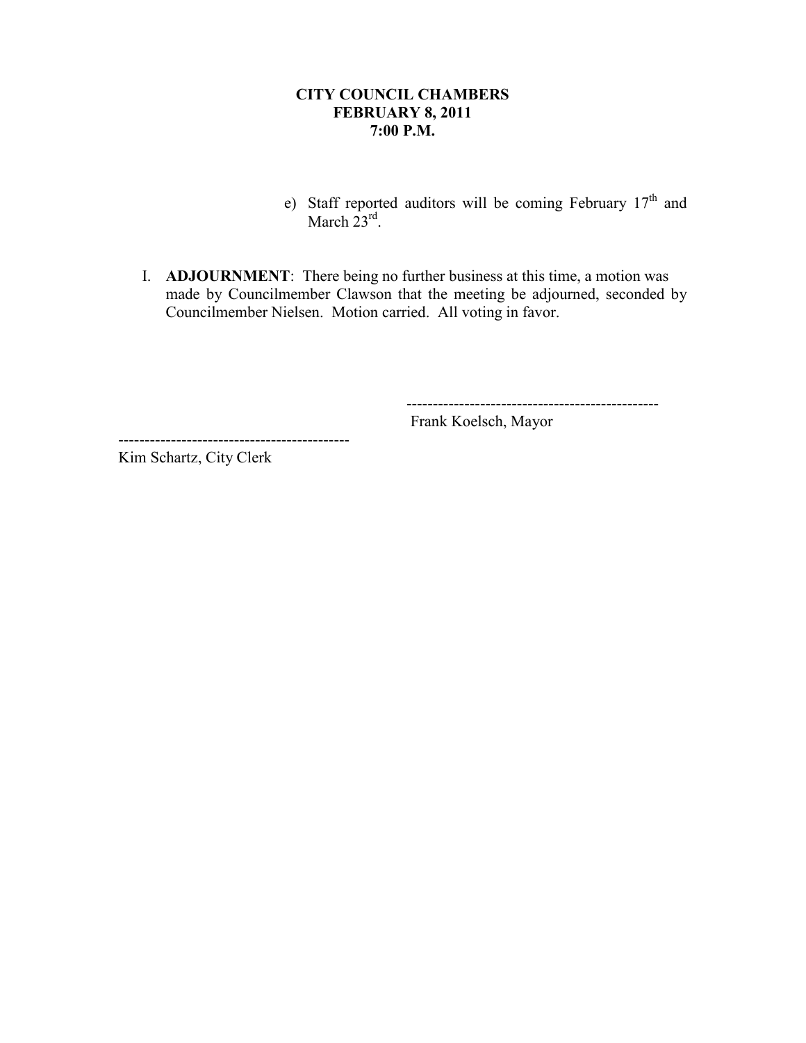**CITY COUNCIL CHAMBERS**
**FEBRUARY 8, 2011**
**7:00 P.M.**

e) Staff reported auditors will be coming February 17th and March 23rd.

I. **ADJOURNMENT**: There being no further business at this time, a motion was made by Councilmember Clawson that the meeting be adjourned, seconded by Councilmember Nielsen. Motion carried. All voting in favor.

------------------------------------------------
Frank Koelsch, Mayor

--------------------------------------------
Kim Schartz, City Clerk